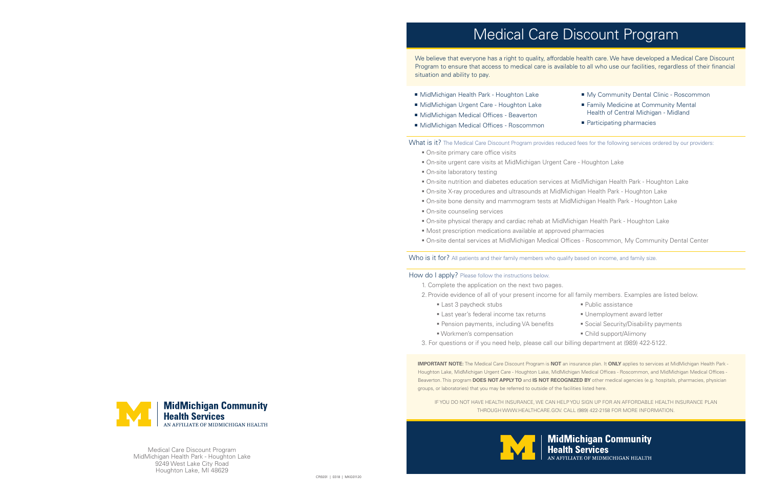# Medical Care Discount Program

We believe that everyone has a right to quality, affordable health care. We have developed a Medical Care Discount Program to ensure that access to medical care is available to all who use our facilities, regardless of their financial situation and ability to pay.

- MidMichigan Health Park - Houghton Lake
- MidMichigan Urgent Care - Houghton Lake
- MidMichigan Medical Offices - Beaverton
- MidMichigan Medical Offices - Roscommon
- My Community Dental Clinic - Roscommon
- Family Medicine at Community Mental Health of Central Michigan - Midland
- Participating pharmacies

**What is it?** The Medical Care Discount Program provides reduced fees for the following services ordered by our providers:

- On-site primary care office visits
- On-site urgent care visits at MidMichigan Urgent Care - Houghton Lake
- On-site laboratory testing
- On-site nutrition and diabetes education services at MidMichigan Health Park - Houghton Lake
- On-site X-ray procedures and ultrasounds at MidMichigan Health Park - Houghton Lake
- On-site bone density and mammogram tests at MidMichigan Health Park - Houghton Lake
- On-site counseling services
- On-site physical therapy and cardiac rehab at MidMichigan Health Park - Houghton Lake
- Most prescription medications available at approved pharmacies
- On-site dental services at MidMichigan Medical Offices - Roscommon, My Community Dental Center

**Who is it for?** All patients and their family members who qualify based on income, and family size.

**How do I apply?** Please follow the instructions below.

1. Complete the application on the next two pages.
2. Provide evidence of all of your present income for all family members. Examples are listed below.
   - Last 3 paycheck stubs
   - Last year's federal income tax returns
   - Pension payments, including VA benefits
   - Workmen's compensation
   - Public assistance
   - Unemployment award letter
   - Social Security/Disability payments
   - Child support/Alimony
3. For questions or if you need help, please call our billing department at (989) 422-5122.

**IMPORTANT NOTE:** The Medical Care Discount Program is **NOT** an insurance plan. It **ONLY** applies to services at MidMichigan Health Park - Houghton Lake, MidMichigan Urgent Care - Houghton Lake, MidMichigan Medical Offices - Roscommon, and MidMichigan Medical Offices - Beaverton. This program **DOES NOT APPLY TO** and **IS NOT RECOGNIZED BY** other medical agencies (e.g. hospitals, pharmacies, physician groups, or laboratories) that you may be referred to outside of the facilities listed here.

IF YOU DO NOT HAVE HEALTH INSURANCE, WE CAN HELP YOU SIGN UP FOR AN AFFORDABLE HEALTH INSURANCE PLAN THROUGH WWW.HEALTHCARE.GOV. CALL (989) 422-2158 FOR MORE INFORMATION.

**MidMichigan Community Health Services**
AN AFFILIATE OF MIDMICHIGAN HEALTH

**MidMichigan Community Health Services**
AN AFFILIATE OF MIDMICHIGAN HEALTH

Medical Care Discount Program
MidMichigan Health Park - Houghton Lake
9249 West Lake City Road
Houghton Lake, MI 48629

CR0201 | 0318 | MKG01120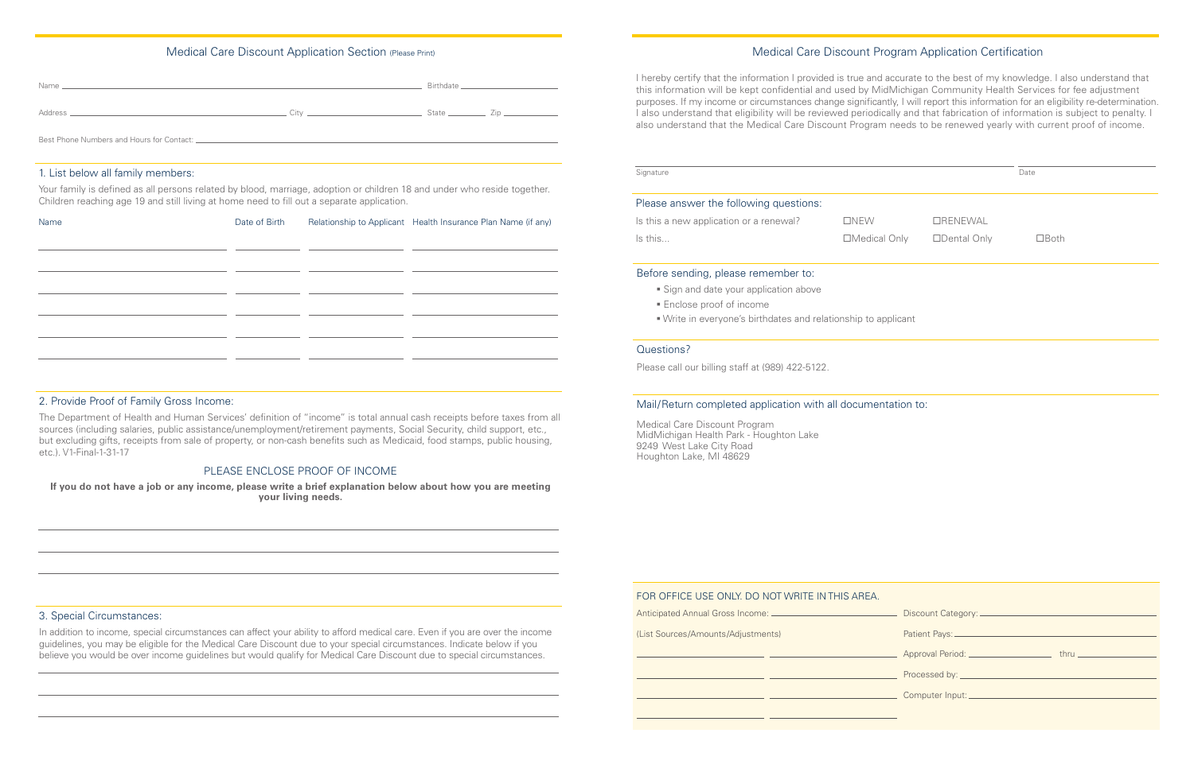## Medical Care Discount Application Section (Please Print)

Name ________________________________ Birthdate ________________

Address ________________________________ City ________________ State ________ Zip ________

Best Phone Numbers and Hours for Contact: ________________________________

### 1. List below all family members:

Your family is defined as all persons related by blood, marriage, adoption or children 18 and under who reside together. Children reaching age 19 and still living at home need to fill out a separate application.

| Name | Date of Birth | Relationship to Applicant | Health Insurance Plan Name (if any) |
|---|---|---|---|
| | | | |
| | | | |
| | | | |
| | | | |
| | | | |
| | | | |

### 2. Provide Proof of Family Gross Income:

The Department of Health and Human Services' definition of "income" is total annual cash receipts before taxes from all sources (including salaries, public assistance/unemployment/retirement payments, Social Security, child support, etc., but excluding gifts, receipts from sale of property, or non-cash benefits such as Medicaid, food stamps, public housing, etc.). V1-Final-1-31-17

#### PLEASE ENCLOSE PROOF OF INCOME

**If you do not have a job or any income, please write a brief explanation below about how you are meeting your living needs.**

________________________________

________________________________

________________________________

### 3. Special Circumstances:

In addition to income, special circumstances can affect your ability to afford medical care. Even if you are over the income guidelines, you may be eligible for the Medical Care Discount due to your special circumstances. Indicate below if you believe you would be over income guidelines but would qualify for Medical Care Discount due to special circumstances.

________________________________

________________________________

________________________________

## Medical Care Discount Program Application Certification

I hereby certify that the information I provided is true and accurate to the best of my knowledge. I also understand that this information will be kept confidential and used by MidMichigan Community Health Services for fee adjustment purposes. If my income or circumstances change significantly, I will report this information for an eligibility re-determination. I also understand that eligibility will be reviewed periodically and that fabrication of information is subject to penalty. I also understand that the Medical Care Discount Program needs to be renewed yearly with current proof of income.

________________________________ ________________

Signature Date

### Please answer the following questions:

Is this a new application or a renewal? ☐NEW ☐RENEWAL

Is this... ☐Medical Only ☐Dental Only ☐Both

### Before sending, please remember to:

- Sign and date your application above
- Enclose proof of income
- Write in everyone's birthdates and relationship to applicant

### Questions?

Please call our billing staff at (989) 422-5122.

### Mail/Return completed application with all documentation to:

Medical Care Discount Program
MidMichigan Health Park - Houghton Lake
9249 West Lake City Road
Houghton Lake, MI 48629

### FOR OFFICE USE ONLY. DO NOT WRITE IN THIS AREA.

Anticipated Annual Gross Income: ________________

(List Sources/Amounts/Adjustments)

________________ ________________

________________ ________________

________________ ________________

________________ ________________

Discount Category: ________________

Patient Pays: ________________

Approval Period: ________________ thru ________________

Processed by: ________________

Computer Input: ________________